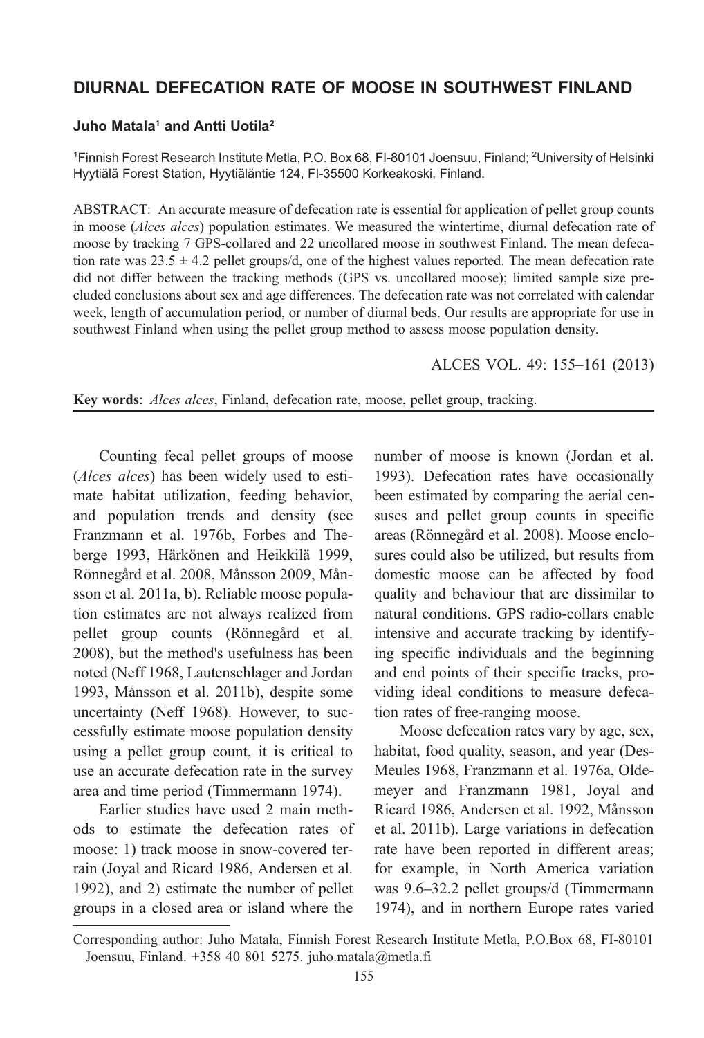# DIURNAL DEFECATION RATE OF MOOSE IN SOUTHWEST FINLAND

**Juho Matala[1] and Antti Uotila[2]**

[1]Finnish Forest Research Institute Metla, P.O. Box 68, FI-80101 Joensuu, Finland; [2]University of Helsinki Hyytiälä Forest Station, Hyytiäläntie 124, FI-35500 Korkeakoski, Finland.

ABSTRACT: An accurate measure of defecation rate is essential for application of pellet group counts in moose (*Alces alces*) population estimates. We measured the wintertime, diurnal defecation rate of moose by tracking 7 GPS-collared and 22 uncollared moose in southwest Finland. The mean defecation rate was $23.5 \pm 4.2$ pellet groups/d, one of the highest values reported. The mean defecation rate did not differ between the tracking methods (GPS vs. uncollared moose); limited sample size precluded conclusions about sex and age differences. The defecation rate was not correlated with calendar week, length of accumulation period, or number of diurnal beds. Our results are appropriate for use in southwest Finland when using the pellet group method to assess moose population density.

ALCES VOL. 49: 155–161 (2013)

**Key words**: *Alces alces*, Finland, defecation rate, moose, pellet group, tracking.

Counting fecal pellet groups of moose (*Alces alces*) has been widely used to estimate habitat utilization, feeding behavior, and population trends and density (see Franzmann et al. 1976b, Forbes and Theberge 1993, Härkönen and Heikkilä 1999, Rönnegård et al. 2008, Månsson 2009, Månsson et al. 2011a, b). Reliable moose population estimates are not always realized from pellet group counts (Rönnegård et al. 2008), but the method's usefulness has been noted (Neff 1968, Lautenschlager and Jordan 1993, Månsson et al. 2011b), despite some uncertainty (Neff 1968). However, to successfully estimate moose population density using a pellet group count, it is critical to use an accurate defecation rate in the survey area and time period (Timmermann 1974).

Earlier studies have used 2 main methods to estimate the defecation rates of moose: 1) track moose in snow-covered terrain (Joyal and Ricard 1986, Andersen et al. 1992), and 2) estimate the number of pellet groups in a closed area or island where the number of moose is known (Jordan et al. 1993). Defecation rates have occasionally been estimated by comparing the aerial censuses and pellet group counts in specific areas (Rönnegård et al. 2008). Moose enclosures could also be utilized, but results from domestic moose can be affected by food quality and behaviour that are dissimilar to natural conditions. GPS radio-collars enable intensive and accurate tracking by identifying specific individuals and the beginning and end points of their specific tracks, providing ideal conditions to measure defecation rates of free-ranging moose.

Moose defecation rates vary by age, sex, habitat, food quality, season, and year (DesMeules 1968, Franzmann et al. 1976a, Oldemeyer and Franzmann 1981, Joyal and Ricard 1986, Andersen et al. 1992, Månsson et al. 2011b). Large variations in defecation rate have been reported in different areas; for example, in North America variation was 9.6–32.2 pellet groups/d (Timmermann 1974), and in northern Europe rates varied

Corresponding author: Juho Matala, Finnish Forest Research Institute Metla, P.O.Box 68, FI-80101 Joensuu, Finland. +358 40 801 5275. juho.matala@metla.fi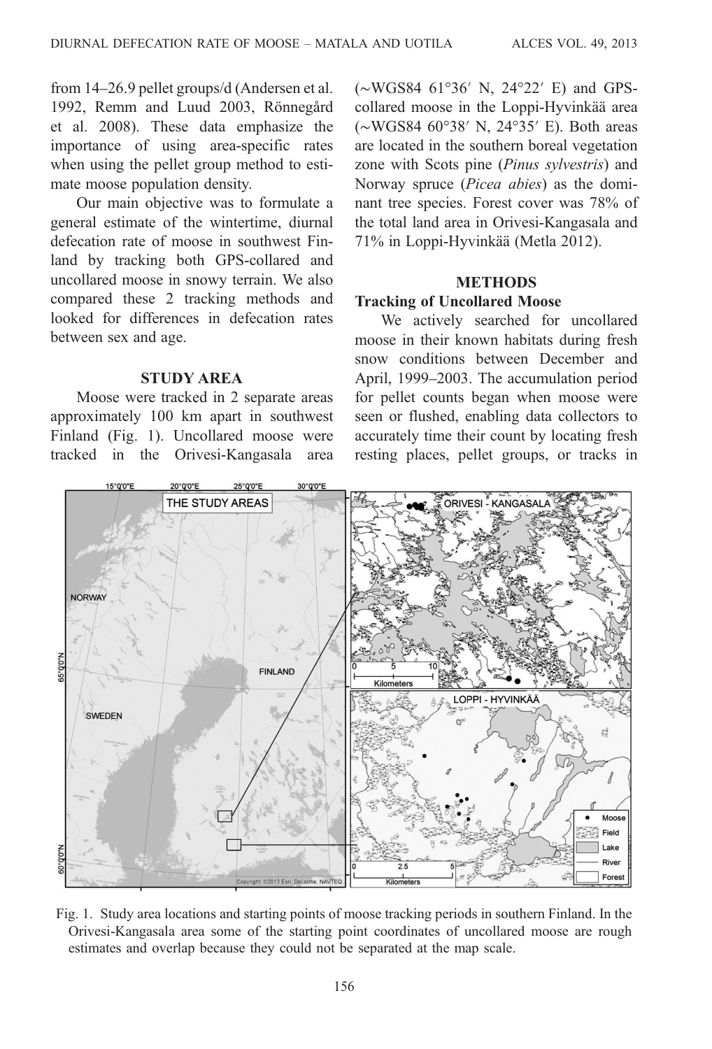from 14–26.9 pellet groups/d (Andersen et al. 1992, Remm and Luud 2003, Rönnegård et al. 2008). These data emphasize the importance of using area-specific rates when using the pellet group method to estimate moose population density.

Our main objective was to formulate a general estimate of the wintertime, diurnal defecation rate of moose in southwest Finland by tracking both GPS-collared and uncollared moose in snowy terrain. We also compared these 2 tracking methods and looked for differences in defecation rates between sex and age.

## STUDY AREA

Moose were tracked in 2 separate areas approximately 100 km apart in southwest Finland (Fig. 1). Uncollared moose were tracked in the Orivesi-Kangasala area (~WGS84 61°36′ N, 24°22′ E) and GPS-collared moose in the Loppi-Hyvinkää area (~WGS84 60°38′ N, 24°35′ E). Both areas are located in the southern boreal vegetation zone with Scots pine (*Pinus sylvestris*) and Norway spruce (*Picea abies*) as the dominant tree species. Forest cover was 78% of the total land area in Orivesi-Kangasala and 71% in Loppi-Hyvinkää (Metla 2012).

## METHODS

### Tracking of Uncollared Moose

We actively searched for uncollared moose in their known habitats during fresh snow conditions between December and April, 1999–2003. The accumulation period for pellet counts began when moose were seen or flushed, enabling data collectors to accurately time their count by locating fresh resting places, pellet groups, or tracks in

Fig. 1. Study area locations and starting points of moose tracking periods in southern Finland. In the Orivesi-Kangasala area some of the starting point coordinates of uncollared moose are rough estimates and overlap because they could not be separated at the map scale.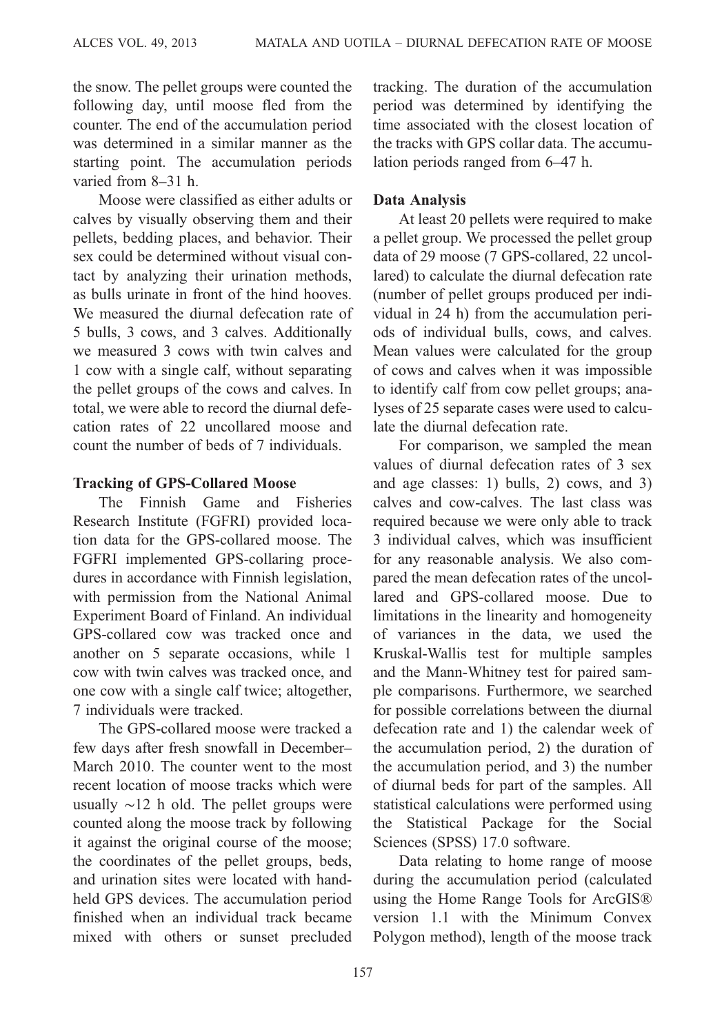the snow. The pellet groups were counted the following day, until moose fled from the counter. The end of the accumulation period was determined in a similar manner as the starting point. The accumulation periods varied from 8–31 h.

Moose were classified as either adults or calves by visually observing them and their pellets, bedding places, and behavior. Their sex could be determined without visual contact by analyzing their urination methods, as bulls urinate in front of the hind hooves. We measured the diurnal defecation rate of 5 bulls, 3 cows, and 3 calves. Additionally we measured 3 cows with twin calves and 1 cow with a single calf, without separating the pellet groups of the cows and calves. In total, we were able to record the diurnal defecation rates of 22 uncollared moose and count the number of beds of 7 individuals.

### Tracking of GPS-Collared Moose

The Finnish Game and Fisheries Research Institute (FGFRI) provided location data for the GPS-collared moose. The FGFRI implemented GPS-collaring procedures in accordance with Finnish legislation, with permission from the National Animal Experiment Board of Finland. An individual GPS-collared cow was tracked once and another on 5 separate occasions, while 1 cow with twin calves was tracked once, and one cow with a single calf twice; altogether, 7 individuals were tracked.

The GPS-collared moose were tracked a few days after fresh snowfall in December–March 2010. The counter went to the most recent location of moose tracks which were usually ~12 h old. The pellet groups were counted along the moose track by following it against the original course of the moose; the coordinates of the pellet groups, beds, and urination sites were located with handheld GPS devices. The accumulation period finished when an individual track became mixed with others or sunset precluded tracking. The duration of the accumulation period was determined by identifying the time associated with the closest location of the tracks with GPS collar data. The accumulation periods ranged from 6–47 h.

### Data Analysis

At least 20 pellets were required to make a pellet group. We processed the pellet group data of 29 moose (7 GPS-collared, 22 uncollared) to calculate the diurnal defecation rate (number of pellet groups produced per individual in 24 h) from the accumulation periods of individual bulls, cows, and calves. Mean values were calculated for the group of cows and calves when it was impossible to identify calf from cow pellet groups; analyses of 25 separate cases were used to calculate the diurnal defecation rate.

For comparison, we sampled the mean values of diurnal defecation rates of 3 sex and age classes: 1) bulls, 2) cows, and 3) calves and cow-calves. The last class was required because we were only able to track 3 individual calves, which was insufficient for any reasonable analysis. We also compared the mean defecation rates of the uncollared and GPS-collared moose. Due to limitations in the linearity and homogeneity of variances in the data, we used the Kruskal-Wallis test for multiple samples and the Mann-Whitney test for paired sample comparisons. Furthermore, we searched for possible correlations between the diurnal defecation rate and 1) the calendar week of the accumulation period, 2) the duration of the accumulation period, and 3) the number of diurnal beds for part of the samples. All statistical calculations were performed using the Statistical Package for the Social Sciences (SPSS) 17.0 software.

Data relating to home range of moose during the accumulation period (calculated using the Home Range Tools for ArcGIS® version 1.1 with the Minimum Convex Polygon method), length of the moose track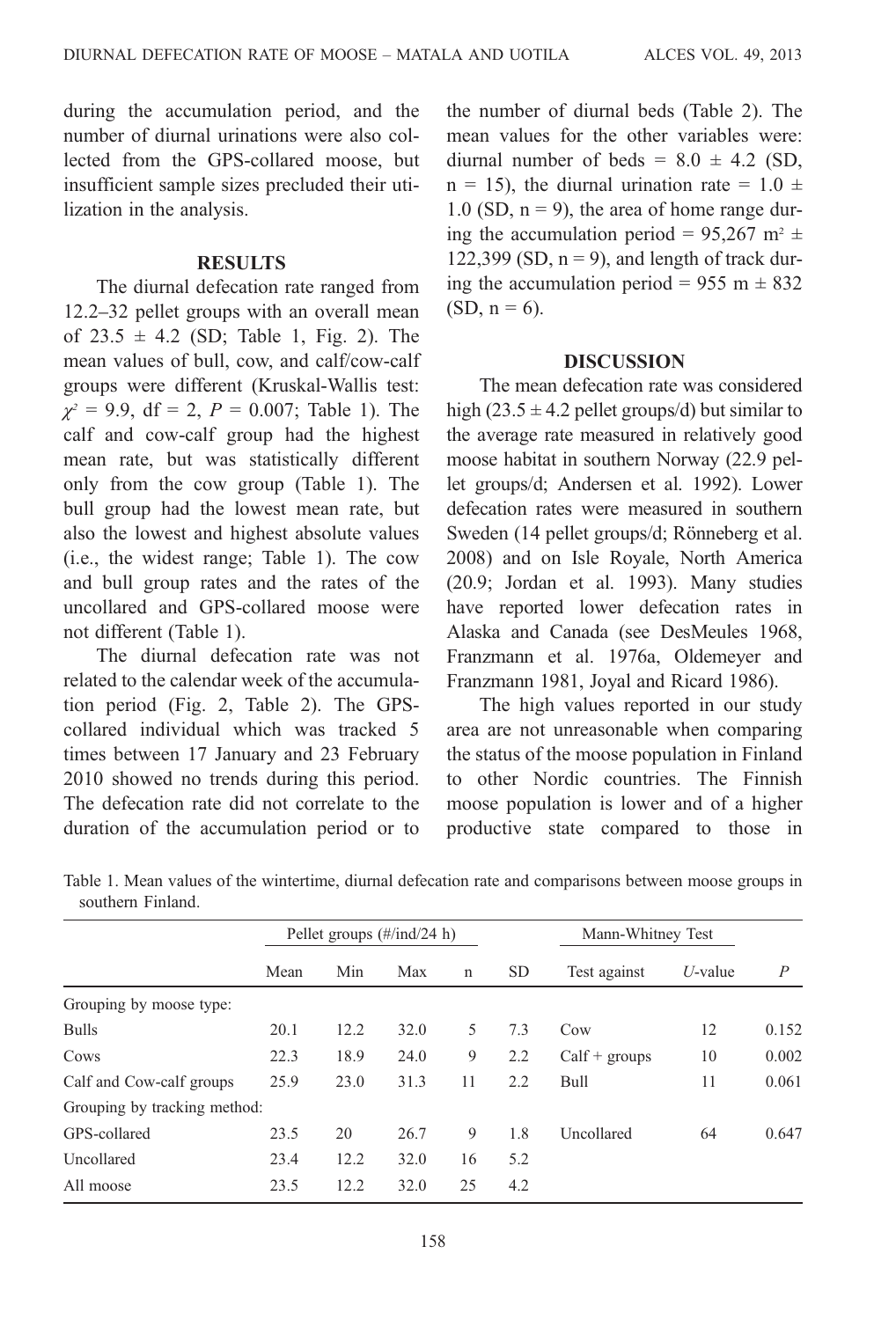during the accumulation period, and the number of diurnal urinations were also collected from the GPS-collared moose, but insufficient sample sizes precluded their utilization in the analysis.

## RESULTS

The diurnal defecation rate ranged from 12.2–32 pellet groups with an overall mean of 23.5 ± 4.2 (SD; Table 1, Fig. 2). The mean values of bull, cow, and calf/cow-calf groups were different (Kruskal-Wallis test: $\chi^2$ = 9.9, df = 2, $P$ = 0.007; Table 1). The calf and cow-calf group had the highest mean rate, but was statistically different only from the cow group (Table 1). The bull group had the lowest mean rate, but also the lowest and highest absolute values (i.e., the widest range; Table 1). The cow and bull group rates and the rates of the uncollared and GPS-collared moose were not different (Table 1).

The diurnal defecation rate was not related to the calendar week of the accumulation period (Fig. 2, Table 2). The GPS-collared individual which was tracked 5 times between 17 January and 23 February 2010 showed no trends during this period. The defecation rate did not correlate to the duration of the accumulation period or to the number of diurnal beds (Table 2). The mean values for the other variables were: diurnal number of beds = 8.0 ± 4.2 (SD, n = 15), the diurnal urination rate = 1.0 ± 1.0 (SD, n = 9), the area of home range during the accumulation period = 95,267 m$^2$ ± 122,399 (SD, n = 9), and length of track during the accumulation period = 955 m ± 832 (SD, n = 6).

## DISCUSSION

The mean defecation rate was considered high (23.5 ± 4.2 pellet groups/d) but similar to the average rate measured in relatively good moose habitat in southern Norway (22.9 pellet groups/d; Andersen et al. 1992). Lower defecation rates were measured in southern Sweden (14 pellet groups/d; Rönneberg et al. 2008) and on Isle Royale, North America (20.9; Jordan et al. 1993). Many studies have reported lower defecation rates in Alaska and Canada (see DesMeules 1968, Franzmann et al. 1976a, Oldemeyer and Franzmann 1981, Joyal and Ricard 1986).

The high values reported in our study area are not unreasonable when comparing the status of the moose population in Finland to other Nordic countries. The Finnish moose population is lower and of a higher productive state compared to those in

Table 1. Mean values of the wintertime, diurnal defecation rate and comparisons between moose groups in southern Finland.

| | Pellet groups (#/ind/24 h) | | | | | Mann-Whitney Test | | |
|---|---|---|---|---|---|---|---|---|
| | Mean | Min | Max | n | SD | Test against | $U$-value | $P$ |
| Grouping by moose type: | | | | | | | | |
| Bulls | 20.1 | 12.2 | 32.0 | 5 | 7.3 | Cow | 12 | 0.152 |
| Cows | 22.3 | 18.9 | 24.0 | 9 | 2.2 | Calf + groups | 10 | 0.002 |
| Calf and Cow-calf groups | 25.9 | 23.0 | 31.3 | 11 | 2.2 | Bull | 11 | 0.061 |
| Grouping by tracking method: | | | | | | | | |
| GPS-collared | 23.5 | 20 | 26.7 | 9 | 1.8 | Uncollared | 64 | 0.647 |
| Uncollared | 23.4 | 12.2 | 32.0 | 16 | 5.2 | | | |
| All moose | 23.5 | 12.2 | 32.0 | 25 | 4.2 | | | |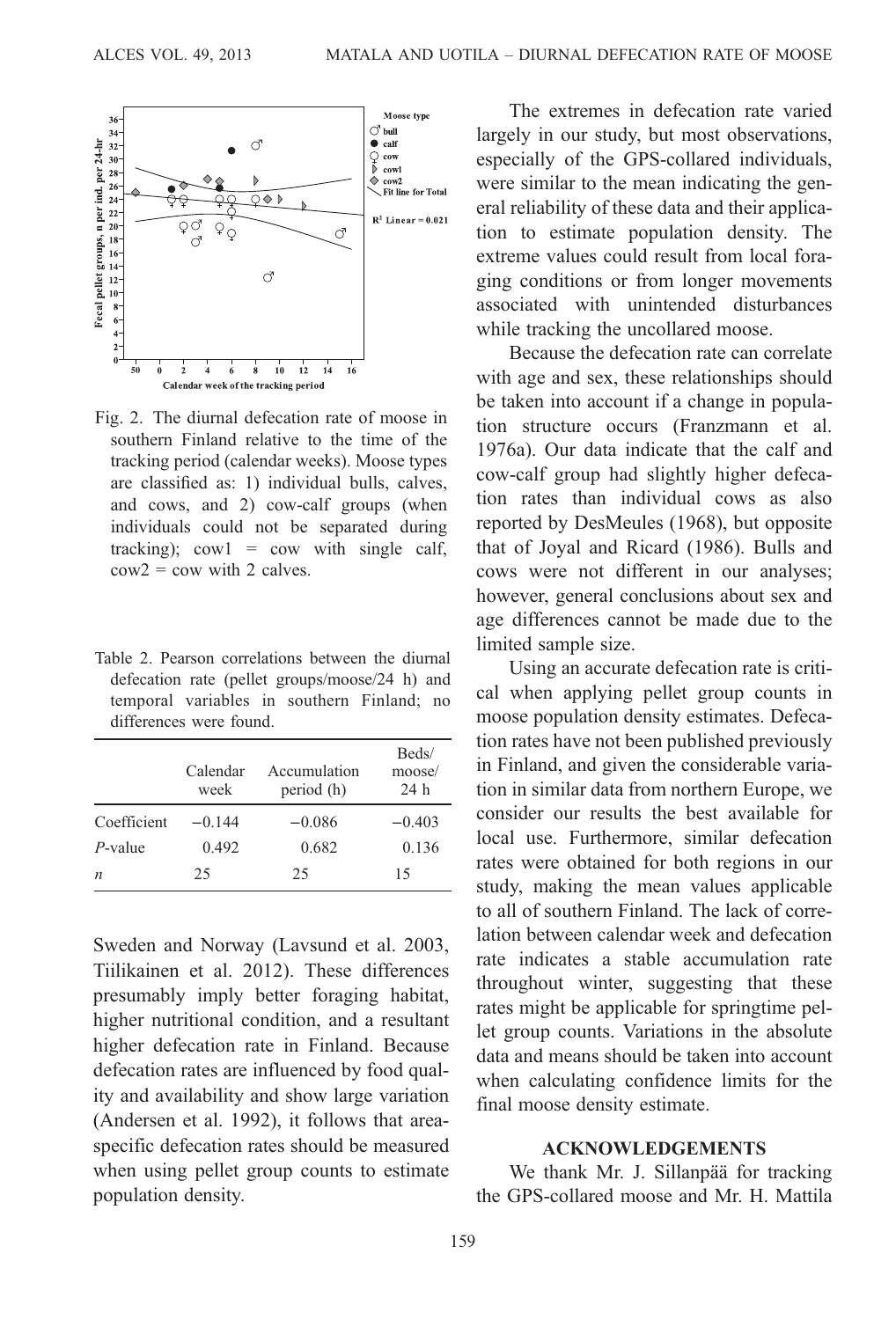Fig. 2. The diurnal defecation rate of moose in southern Finland relative to the time of the tracking period (calendar weeks). Moose types are classified as: 1) individual bulls, calves, and cows, and 2) cow-calf groups (when individuals could not be separated during tracking); cow1 = cow with single calf, cow2 = cow with 2 calves.

Table 2. Pearson correlations between the diurnal defecation rate (pellet groups/moose/24 h) and temporal variables in southern Finland; no differences were found.

| | Calendar week | Accumulation period (h) | Beds/ moose/ 24 h |
|---|---|---|---|
| Coefficient | −0.144 | −0.086 | −0.403 |
| *P*-value | 0.492 | 0.682 | 0.136 |
| *n* | 25 | 25 | 15 |

Sweden and Norway (Lavsund et al. 2003, Tiilikainen et al. 2012). These differences presumably imply better foraging habitat, higher nutritional condition, and a resultant higher defecation rate in Finland. Because defecation rates are influenced by food quality and availability and show large variation (Andersen et al. 1992), it follows that area-specific defecation rates should be measured when using pellet group counts to estimate population density.

The extremes in defecation rate varied largely in our study, but most observations, especially of the GPS-collared individuals, were similar to the mean indicating the general reliability of these data and their application to estimate population density. The extreme values could result from local foraging conditions or from longer movements associated with unintended disturbances while tracking the uncollared moose.

Because the defecation rate can correlate with age and sex, these relationships should be taken into account if a change in population structure occurs (Franzmann et al. 1976a). Our data indicate that the calf and cow-calf group had slightly higher defecation rates than individual cows as also reported by DesMeules (1968), but opposite that of Joyal and Ricard (1986). Bulls and cows were not different in our analyses; however, general conclusions about sex and age differences cannot be made due to the limited sample size.

Using an accurate defecation rate is critical when applying pellet group counts in moose population density estimates. Defecation rates have not been published previously in Finland, and given the considerable variation in similar data from northern Europe, we consider our results the best available for local use. Furthermore, similar defecation rates were obtained for both regions in our study, making the mean values applicable to all of southern Finland. The lack of correlation between calendar week and defecation rate indicates a stable accumulation rate throughout winter, suggesting that these rates might be applicable for springtime pellet group counts. Variations in the absolute data and means should be taken into account when calculating confidence limits for the final moose density estimate.

## ACKNOWLEDGEMENTS

We thank Mr. J. Sillanpää for tracking the GPS-collared moose and Mr. H. Mattila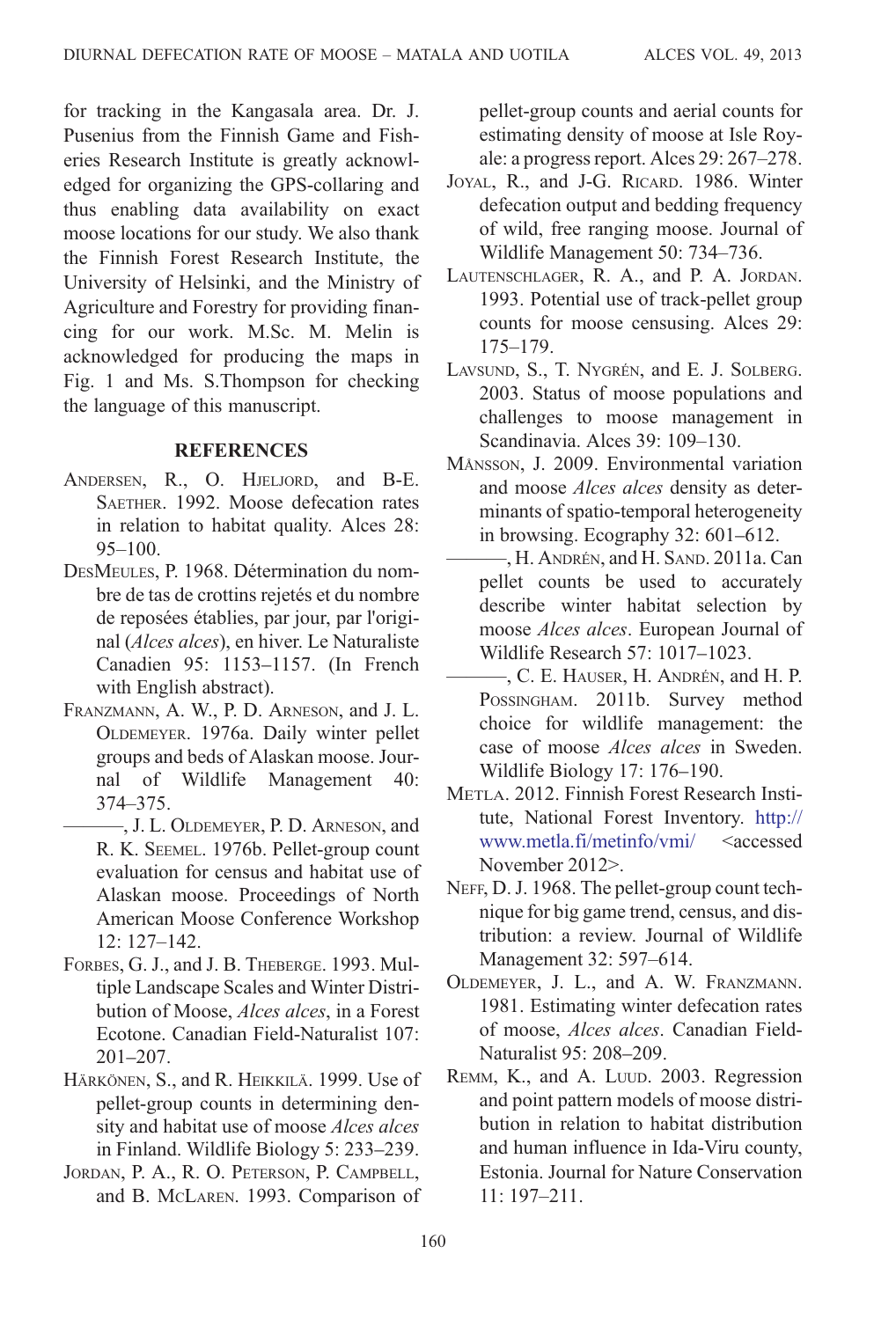for tracking in the Kangasala area. Dr. J. Pusenius from the Finnish Game and Fisheries Research Institute is greatly acknowledged for organizing the GPS-collaring and thus enabling data availability on exact moose locations for our study. We also thank the Finnish Forest Research Institute, the University of Helsinki, and the Ministry of Agriculture and Forestry for providing financing for our work. M.Sc. M. Melin is acknowledged for producing the maps in Fig. 1 and Ms. S.Thompson for checking the language of this manuscript.

## REFERENCES

Andersen, R., O. Hjeljord, and B-E. Saether. 1992. Moose defecation rates in relation to habitat quality. Alces 28: 95–100.

DesMeules, P. 1968. Détermination du nombre de tas de crottins rejetés et du nombre de reposées établies, par jour, par l'original (*Alces alces*), en hiver. Le Naturaliste Canadien 95: 1153–1157. (In French with English abstract).

Franzmann, A. W., P. D. Arneson, and J. L. Oldemeyer. 1976a. Daily winter pellet groups and beds of Alaskan moose. Journal of Wildlife Management 40: 374–375.

———, J. L. Oldemeyer, P. D. Arneson, and R. K. Seemel. 1976b. Pellet-group count evaluation for census and habitat use of Alaskan moose. Proceedings of North American Moose Conference Workshop 12: 127–142.

Forbes, G. J., and J. B. Theberge. 1993. Multiple Landscape Scales and Winter Distribution of Moose, *Alces alces*, in a Forest Ecotone. Canadian Field-Naturalist 107: 201–207.

Härkönen, S., and R. Heikkilä. 1999. Use of pellet-group counts in determining density and habitat use of moose *Alces alces* in Finland. Wildlife Biology 5: 233–239.

Jordan, P. A., R. O. Peterson, P. Campbell, and B. McLaren. 1993. Comparison of pellet-group counts and aerial counts for estimating density of moose at Isle Royale: a progress report. Alces 29: 267–278.

Joyal, R., and J-G. Ricard. 1986. Winter defecation output and bedding frequency of wild, free ranging moose. Journal of Wildlife Management 50: 734–736.

Lautenschlager, R. A., and P. A. Jordan. 1993. Potential use of track-pellet group counts for moose censusing. Alces 29: 175–179.

Lavsund, S., T. Nygrén, and E. J. Solberg. 2003. Status of moose populations and challenges to moose management in Scandinavia. Alces 39: 109–130.

Månsson, J. 2009. Environmental variation and moose *Alces alces* density as determinants of spatio-temporal heterogeneity in browsing. Ecography 32: 601–612.

———, H. Andrén, and H. Sand. 2011a. Can pellet counts be used to accurately describe winter habitat selection by moose *Alces alces*. European Journal of Wildlife Research 57: 1017–1023.

———, C. E. Hauser, H. Andrén, and H. P. Possingham. 2011b. Survey method choice for wildlife management: the case of moose *Alces alces* in Sweden. Wildlife Biology 17: 176–190.

Metla. 2012. Finnish Forest Research Institute, National Forest Inventory. http://www.metla.fi/metinfo/vmi/ <accessed November 2012>.

Neff, D. J. 1968. The pellet-group count technique for big game trend, census, and distribution: a review. Journal of Wildlife Management 32: 597–614.

Oldemeyer, J. L., and A. W. Franzmann. 1981. Estimating winter defecation rates of moose, *Alces alces*. Canadian Field-Naturalist 95: 208–209.

Remm, K., and A. Luud. 2003. Regression and point pattern models of moose distribution in relation to habitat distribution and human influence in Ida-Viru county, Estonia. Journal for Nature Conservation 11: 197–211.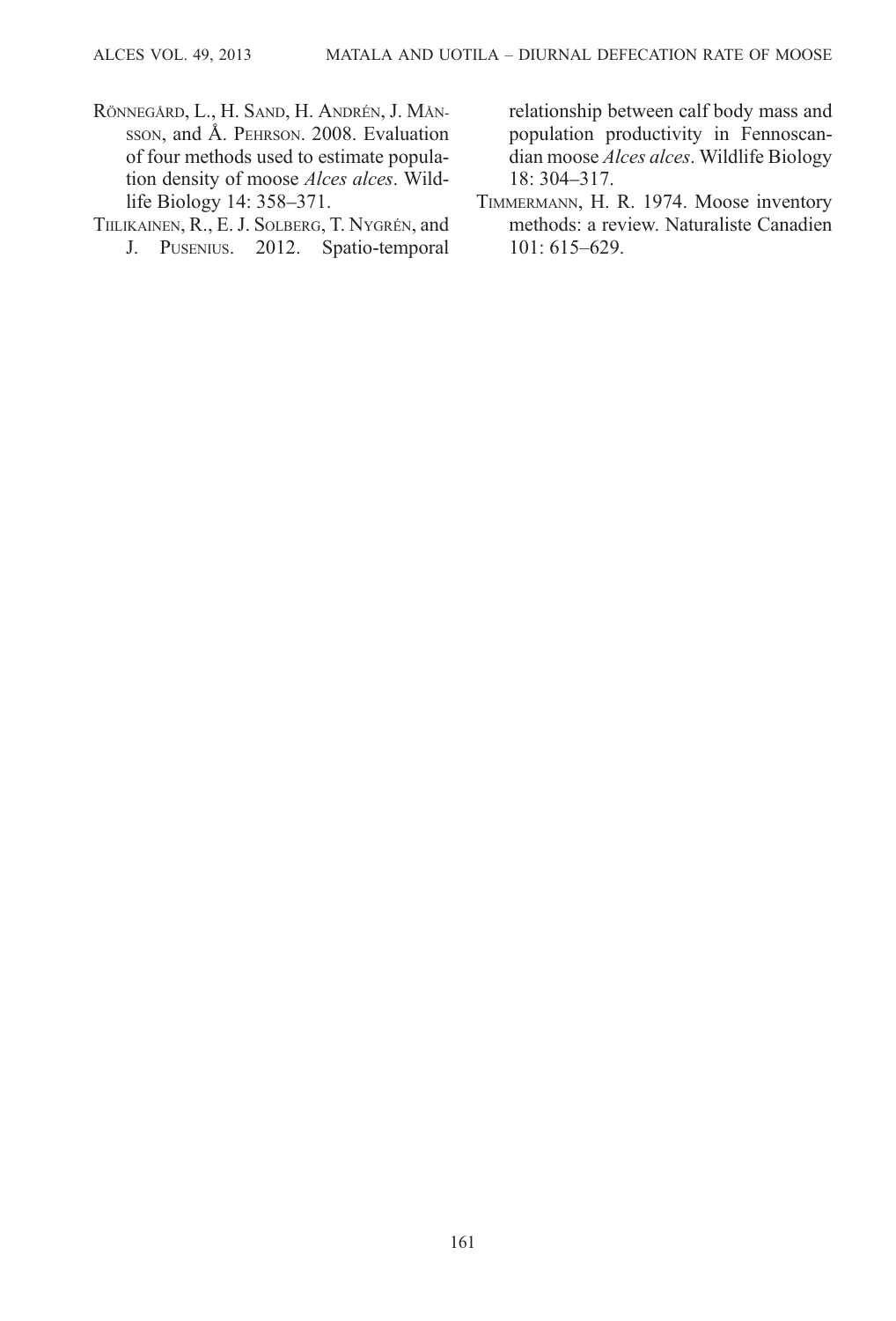Rönnegård, L., H. Sand, H. Andrén, J. Månsson, and Å. Pehrson. 2008. Evaluation of four methods used to estimate population density of moose *Alces alces*. Wildlife Biology 14: 358–371.

Tiilikainen, R., E. J. Solberg, T. Nygrén, and J. Pusenius. 2012. Spatio-temporal relationship between calf body mass and population productivity in Fennoscandian moose *Alces alces*. Wildlife Biology 18: 304–317.

Timmermann, H. R. 1974. Moose inventory methods: a review. Naturaliste Canadien 101: 615–629.